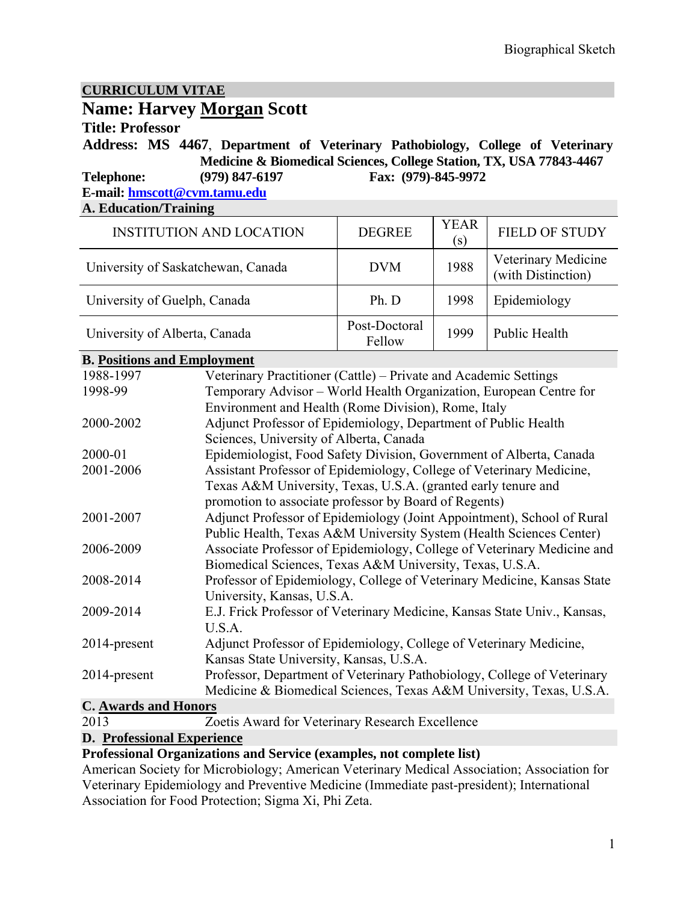# CURRICULUM VITAE

## Name: Harvey Morgan Scott

**Title: Professor**

**Address: MS 4467, Department of Veterinary Pathobiology, College of Veterinary Medicine & Biomedical Sciences, College Station, TX, USA 77843-4467**

**Telephone: (979) 847-6197 Fax: (979)-845-9972**

**E-mail: hmscott@cvm.tamu.edu**

### A. Education/Training

| INSTITUTION AND LOCATION | DEGREE | YEAR (s) | FIELD OF STUDY |
|---|---|---|---|
| University of Saskatchewan, Canada | DVM | 1988 | Veterinary Medicine (with Distinction) |
| University of Guelph, Canada | Ph. D | 1998 | Epidemiology |
| University of Alberta, Canada | Post-Doctoral Fellow | 1999 | Public Health |

### B. Positions and Employment

| | |
|---|---|
| 1988-1997 | Veterinary Practitioner (Cattle) – Private and Academic Settings |
| 1998-99 | Temporary Advisor – World Health Organization, European Centre for Environment and Health (Rome Division), Rome, Italy |
| 2000-2002 | Adjunct Professor of Epidemiology, Department of Public Health Sciences, University of Alberta, Canada |
| 2000-01 | Epidemiologist, Food Safety Division, Government of Alberta, Canada |
| 2001-2006 | Assistant Professor of Epidemiology, College of Veterinary Medicine, Texas A&M University, Texas, U.S.A. (granted early tenure and promotion to associate professor by Board of Regents) |
| 2001-2007 | Adjunct Professor of Epidemiology (Joint Appointment), School of Rural Public Health, Texas A&M University System (Health Sciences Center) |
| 2006-2009 | Associate Professor of Epidemiology, College of Veterinary Medicine and Biomedical Sciences, Texas A&M University, Texas, U.S.A. |
| 2008-2014 | Professor of Epidemiology, College of Veterinary Medicine, Kansas State University, Kansas, U.S.A. |
| 2009-2014 | E.J. Frick Professor of Veterinary Medicine, Kansas State Univ., Kansas, U.S.A. |
| 2014-present | Adjunct Professor of Epidemiology, College of Veterinary Medicine, Kansas State University, Kansas, U.S.A. |
| 2014-present | Professor, Department of Veterinary Pathobiology, College of Veterinary Medicine & Biomedical Sciences, Texas A&M University, Texas, U.S.A. |

### C. Awards and Honors

2013 Zoetis Award for Veterinary Research Excellence

### D. Professional Experience

**Professional Organizations and Service (examples, not complete list)**

American Society for Microbiology; American Veterinary Medical Association; Association for Veterinary Epidemiology and Preventive Medicine (Immediate past-president); International Association for Food Protection; Sigma Xi, Phi Zeta.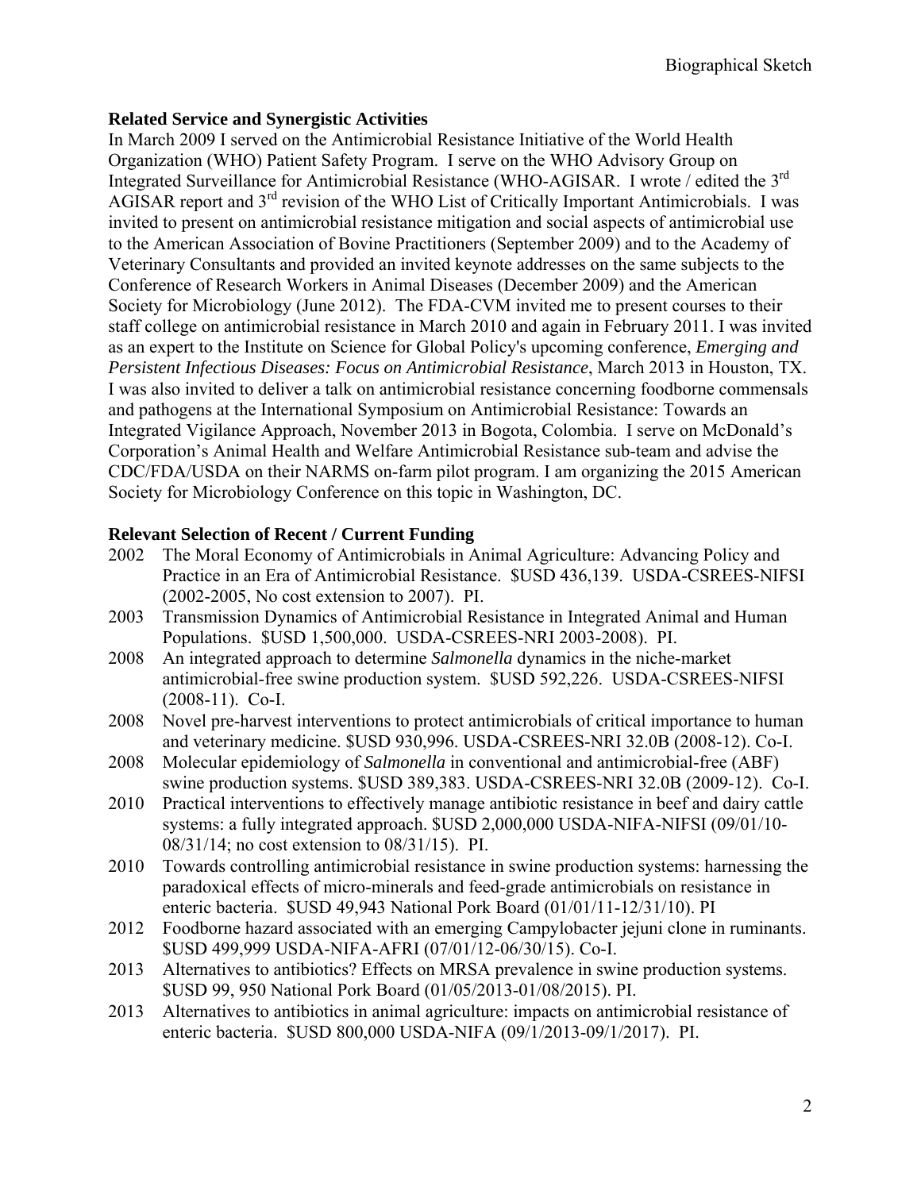### Related Service and Synergistic Activities

In March 2009 I served on the Antimicrobial Resistance Initiative of the World Health Organization (WHO) Patient Safety Program. I serve on the WHO Advisory Group on Integrated Surveillance for Antimicrobial Resistance (WHO-AGISAR. I wrote / edited the 3rd AGISAR report and 3rd revision of the WHO List of Critically Important Antimicrobials. I was invited to present on antimicrobial resistance mitigation and social aspects of antimicrobial use to the American Association of Bovine Practitioners (September 2009) and to the Academy of Veterinary Consultants and provided an invited keynote addresses on the same subjects to the Conference of Research Workers in Animal Diseases (December 2009) and the American Society for Microbiology (June 2012). The FDA-CVM invited me to present courses to their staff college on antimicrobial resistance in March 2010 and again in February 2011. I was invited as an expert to the Institute on Science for Global Policy's upcoming conference, *Emerging and Persistent Infectious Diseases: Focus on Antimicrobial Resistance*, March 2013 in Houston, TX. I was also invited to deliver a talk on antimicrobial resistance concerning foodborne commensals and pathogens at the International Symposium on Antimicrobial Resistance: Towards an Integrated Vigilance Approach, November 2013 in Bogota, Colombia. I serve on McDonald's Corporation's Animal Health and Welfare Antimicrobial Resistance sub-team and advise the CDC/FDA/USDA on their NARMS on-farm pilot program. I am organizing the 2015 American Society for Microbiology Conference on this topic in Washington, DC.

### Relevant Selection of Recent / Current Funding

- 2002 The Moral Economy of Antimicrobials in Animal Agriculture: Advancing Policy and Practice in an Era of Antimicrobial Resistance. $USD 436,139. USDA-CSREES-NIFSI (2002-2005, No cost extension to 2007). PI.
- 2003 Transmission Dynamics of Antimicrobial Resistance in Integrated Animal and Human Populations. $USD 1,500,000. USDA-CSREES-NRI 2003-2008). PI.
- 2008 An integrated approach to determine *Salmonella* dynamics in the niche-market antimicrobial-free swine production system. $USD 592,226. USDA-CSREES-NIFSI (2008-11). Co-I.
- 2008 Novel pre-harvest interventions to protect antimicrobials of critical importance to human and veterinary medicine. $USD 930,996. USDA-CSREES-NRI 32.0B (2008-12). Co-I.
- 2008 Molecular epidemiology of *Salmonella* in conventional and antimicrobial-free (ABF) swine production systems. $USD 389,383. USDA-CSREES-NRI 32.0B (2009-12). Co-I.
- 2010 Practical interventions to effectively manage antibiotic resistance in beef and dairy cattle systems: a fully integrated approach. $USD 2,000,000 USDA-NIFA-NIFSI (09/01/10-08/31/14; no cost extension to 08/31/15). PI.
- 2010 Towards controlling antimicrobial resistance in swine production systems: harnessing the paradoxical effects of micro-minerals and feed-grade antimicrobials on resistance in enteric bacteria. $USD 49,943 National Pork Board (01/01/11-12/31/10). PI
- 2012 Foodborne hazard associated with an emerging Campylobacter jejuni clone in ruminants. $USD 499,999 USDA-NIFA-AFRI (07/01/12-06/30/15). Co-I.
- 2013 Alternatives to antibiotics? Effects on MRSA prevalence in swine production systems. $USD 99, 950 National Pork Board (01/05/2013-01/08/2015). PI.
- 2013 Alternatives to antibiotics in animal agriculture: impacts on antimicrobial resistance of enteric bacteria. $USD 800,000 USDA-NIFA (09/1/2013-09/1/2017). PI.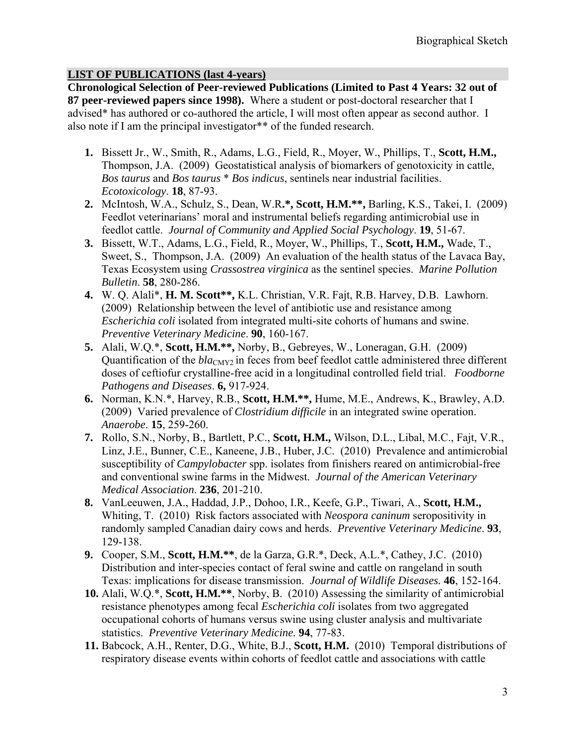## LIST OF PUBLICATIONS (last 4-years)

**Chronological Selection of Peer-reviewed Publications (Limited to Past 4 Years: 32 out of 87 peer-reviewed papers since 1998).** Where a student or post-doctoral researcher that I advised* has authored or co-authored the article, I will most often appear as second author. I also note if I am the principal investigator** of the funded research.

1. Bissett Jr., W., Smith, R., Adams, L.G., Field, R., Moyer, W., Phillips, T., **Scott, H.M.,** Thompson, J.A. (2009) Geostatistical analysis of biomarkers of genotoxicity in cattle, *Bos taurus* and *Bos taurus* * *Bos indicus*, sentinels near industrial facilities. *Ecotoxicology*. **18**, 87-93.
2. McIntosh, W.A., Schulz, S., Dean, W.R**.*, Scott, H.M.\*\*,** Barling, K.S., Takei, I. (2009) Feedlot veterinarians' moral and instrumental beliefs regarding antimicrobial use in feedlot cattle. *Journal of Community and Applied Social Psychology*. **19**, 51-67.
3. Bissett, W.T., Adams, L.G., Field, R., Moyer, W., Phillips, T., **Scott, H.M.,** Wade, T., Sweet, S., Thompson, J.A. (2009) An evaluation of the health status of the Lavaca Bay, Texas Ecosystem using *Crassostrea virginica* as the sentinel species. *Marine Pollution Bulletin*. **58**, 280-286.
4. W. Q. Alali*, **H. M. Scott\*\*,** K.L. Christian, V.R. Fajt, R.B. Harvey, D.B. Lawhorn. (2009) Relationship between the level of antibiotic use and resistance among *Escherichia coli* isolated from integrated multi-site cohorts of humans and swine. *Preventive Veterinary Medicine*. **90**, 160-167.
5. Alali, W.Q.*, **Scott, H.M.\*\*,** Norby, B., Gebreyes, W., Loneragan, G.H. (2009) Quantification of the *bla*$_{CMY2}$ in feces from beef feedlot cattle administered three different doses of ceftiofur crystalline-free acid in a longitudinal controlled field trial. *Foodborne Pathogens and Diseases*. **6,** 917-924.
6. Norman, K.N.*, Harvey, R.B., **Scott, H.M.\*\*,** Hume, M.E., Andrews, K., Brawley, A.D. (2009) Varied prevalence of *Clostridium difficile* in an integrated swine operation. *Anaerobe*. **15**, 259-260.
7. Rollo, S.N., Norby, B., Bartlett, P.C., **Scott, H.M.,** Wilson, D.L., Libal, M.C., Fajt, V.R., Linz, J.E., Bunner, C.E., Kaneene, J.B., Huber, J.C. (2010) Prevalence and antimicrobial susceptibility of *Campylobacter* spp. isolates from finishers reared on antimicrobial-free and conventional swine farms in the Midwest. *Journal of the American Veterinary Medical Association*. **236**, 201-210.
8. VanLeeuwen, J.A., Haddad, J.P., Dohoo, I.R., Keefe, G.P., Tiwari, A., **Scott, H.M.,** Whiting, T. (2010) Risk factors associated with *Neospora caninum* seropositivity in randomly sampled Canadian dairy cows and herds. *Preventive Veterinary Medicine*. **93**, 129-138.
9. Cooper, S.M., **Scott, H.M.\*\***, de la Garza, G.R.*, Deck, A.L.*, Cathey, J.C. (2010) Distribution and inter-species contact of feral swine and cattle on rangeland in south Texas: implications for disease transmission. *Journal of Wildlife Diseases.* **46**, 152-164.
10. Alali, W.Q.*, **Scott, H.M.\*\***, Norby, B. (2010) Assessing the similarity of antimicrobial resistance phenotypes among fecal *Escherichia coli* isolates from two aggregated occupational cohorts of humans versus swine using cluster analysis and multivariate statistics. *Preventive Veterinary Medicine.* **94**, 77-83.
11. Babcock, A.H., Renter, D.G., White, B.J., **Scott, H.M.** (2010) Temporal distributions of respiratory disease events within cohorts of feedlot cattle and associations with cattle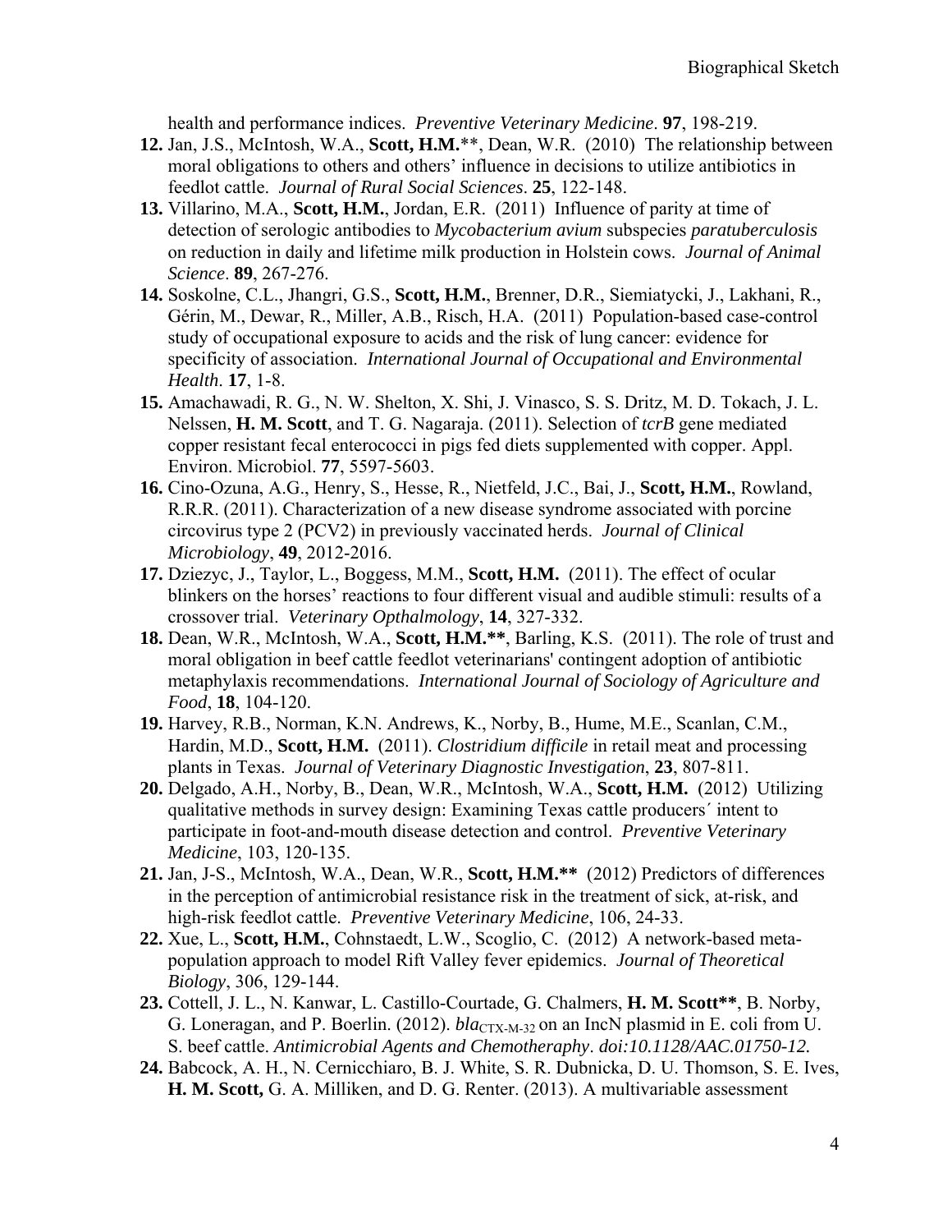health and performance indices. *Preventive Veterinary Medicine*. **97**, 198-219.

**12.** Jan, J.S., McIntosh, W.A., **Scott, H.M.**\*\*, Dean, W.R. (2010) The relationship between moral obligations to others and others' influence in decisions to utilize antibiotics in feedlot cattle. *Journal of Rural Social Sciences*. **25**, 122-148.

**13.** Villarino, M.A., **Scott, H.M.**, Jordan, E.R. (2011) Influence of parity at time of detection of serologic antibodies to *Mycobacterium avium* subspecies *paratuberculosis* on reduction in daily and lifetime milk production in Holstein cows. *Journal of Animal Science*. **89**, 267-276.

**14.** Soskolne, C.L., Jhangri, G.S., **Scott, H.M.**, Brenner, D.R., Siemiatycki, J., Lakhani, R., Gérin, M., Dewar, R., Miller, A.B., Risch, H.A. (2011) Population-based case-control study of occupational exposure to acids and the risk of lung cancer: evidence for specificity of association. *International Journal of Occupational and Environmental Health*. **17**, 1-8.

**15.** Amachawadi, R. G., N. W. Shelton, X. Shi, J. Vinasco, S. S. Dritz, M. D. Tokach, J. L. Nelssen, **H. M. Scott**, and T. G. Nagaraja. (2011). Selection of *tcrB* gene mediated copper resistant fecal enterococci in pigs fed diets supplemented with copper. Appl. Environ. Microbiol. **77**, 5597-5603.

**16.** Cino-Ozuna, A.G., Henry, S., Hesse, R., Nietfeld, J.C., Bai, J., **Scott, H.M.**, Rowland, R.R.R. (2011). Characterization of a new disease syndrome associated with porcine circovirus type 2 (PCV2) in previously vaccinated herds. *Journal of Clinical Microbiology*, **49**, 2012-2016.

**17.** Dziezyc, J., Taylor, L., Boggess, M.M., **Scott, H.M.** (2011). The effect of ocular blinkers on the horses' reactions to four different visual and audible stimuli: results of a crossover trial. *Veterinary Opthalmology*, **14**, 327-332.

**18.** Dean, W.R., McIntosh, W.A., **Scott, H.M.\*\***, Barling, K.S. (2011). The role of trust and moral obligation in beef cattle feedlot veterinarians' contingent adoption of antibiotic metaphylaxis recommendations. *International Journal of Sociology of Agriculture and Food*, **18**, 104-120.

**19.** Harvey, R.B., Norman, K.N. Andrews, K., Norby, B., Hume, M.E., Scanlan, C.M., Hardin, M.D., **Scott, H.M.** (2011). *Clostridium difficile* in retail meat and processing plants in Texas. *Journal of Veterinary Diagnostic Investigation*, **23**, 807-811.

**20.** Delgado, A.H., Norby, B., Dean, W.R., McIntosh, W.A., **Scott, H.M.** (2012) Utilizing qualitative methods in survey design: Examining Texas cattle producers´ intent to participate in foot-and-mouth disease detection and control. *Preventive Veterinary Medicine*, 103, 120-135.

**21.** Jan, J-S., McIntosh, W.A., Dean, W.R., **Scott, H.M.\*\*** (2012) Predictors of differences in the perception of antimicrobial resistance risk in the treatment of sick, at-risk, and high-risk feedlot cattle. *Preventive Veterinary Medicine*, 106, 24-33.

**22.** Xue, L., **Scott, H.M.**, Cohnstaedt, L.W., Scoglio, C. (2012) A network-based meta-population approach to model Rift Valley fever epidemics. *Journal of Theoretical Biology*, 306, 129-144.

**23.** Cottell, J. L., N. Kanwar, L. Castillo-Courtade, G. Chalmers, **H. M. Scott\*\***, B. Norby, G. Loneragan, and P. Boerlin. (2012). $bla_{CTX-M-32}$ on an IncN plasmid in E. coli from U. S. beef cattle. *Antimicrobial Agents and Chemotheraphy*. *doi:10.1128/AAC.01750-12.*

**24.** Babcock, A. H., N. Cernicchiaro, B. J. White, S. R. Dubnicka, D. U. Thomson, S. E. Ives, **H. M. Scott,** G. A. Milliken, and D. G. Renter. (2013). A multivariable assessment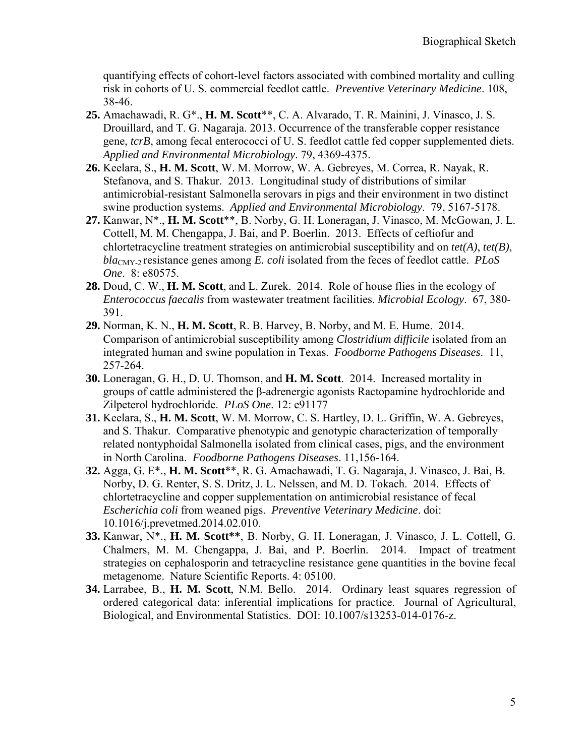quantifying effects of cohort-level factors associated with combined mortality and culling risk in cohorts of U. S. commercial feedlot cattle. *Preventive Veterinary Medicine*. 108, 38-46.

**25.** Amachawadi, R. G*., **H. M. Scott**\**, C. A. Alvarado, T. R. Mainini, J. Vinasco, J. S. Drouillard, and T. G. Nagaraja. 2013. Occurrence of the transferable copper resistance gene, *tcrB*, among fecal enterococci of U. S. feedlot cattle fed copper supplemented diets. *Applied and Environmental Microbiology*. 79, 4369-4375.

**26.** Keelara, S., **H. M. Scott**, W. M. Morrow, W. A. Gebreyes, M. Correa, R. Nayak, R. Stefanova, and S. Thakur. 2013. Longitudinal study of distributions of similar antimicrobial-resistant Salmonella serovars in pigs and their environment in two distinct swine production systems. *Applied and Environmental Microbiology*. 79, 5167-5178.

**27.** Kanwar, N*., **H. M. Scott**\**, B. Norby, G. H. Loneragan, J. Vinasco, M. McGowan, J. L. Cottell, M. M. Chengappa, J. Bai, and P. Boerlin. 2013. Effects of ceftiofur and chlortetracycline treatment strategies on antimicrobial susceptibility and on *tet(A)*, *tet(B)*, $bla_{CMY-2}$ resistance genes among *E. coli* isolated from the feces of feedlot cattle. *PLoS One*. 8: e80575.

**28.** Doud, C. W., **H. M. Scott**, and L. Zurek. 2014. Role of house flies in the ecology of *Enterococcus faecalis* from wastewater treatment facilities. *Microbial Ecology*. 67, 380-391.

**29.** Norman, K. N., **H. M. Scott**, R. B. Harvey, B. Norby, and M. E. Hume. 2014. Comparison of antimicrobial susceptibility among *Clostridium difficile* isolated from an integrated human and swine population in Texas. *Foodborne Pathogens Diseases*. 11, 257-264.

**30.** Loneragan, G. H., D. U. Thomson, and **H. M. Scott**. 2014. Increased mortality in groups of cattle administered the β-adrenergic agonists Ractopamine hydrochloride and Zilpeterol hydrochloride. *PLoS One*. 12: e91177

**31.** Keelara, S., **H. M. Scott**, W. M. Morrow, C. S. Hartley, D. L. Griffin, W. A. Gebreyes, and S. Thakur. Comparative phenotypic and genotypic characterization of temporally related nontyphoidal Salmonella isolated from clinical cases, pigs, and the environment in North Carolina. *Foodborne Pathogens Diseases*. 11,156-164.

**32.** Agga, G. E*., **H. M. Scott**\**, R. G. Amachawadi, T. G. Nagaraja, J. Vinasco, J. Bai, B. Norby, D. G. Renter, S. S. Dritz, J. L. Nelssen, and M. D. Tokach. 2014. Effects of chlortetracycline and copper supplementation on antimicrobial resistance of fecal *Escherichia coli* from weaned pigs. *Preventive Veterinary Medicine*. doi: 10.1016/j.prevetmed.2014.02.010.

**33.** Kanwar, N*., **H. M. Scott\*\***, B. Norby, G. H. Loneragan, J. Vinasco, J. L. Cottell, G. Chalmers, M. M. Chengappa, J. Bai, and P. Boerlin. 2014. Impact of treatment strategies on cephalosporin and tetracycline resistance gene quantities in the bovine fecal metagenome. Nature Scientific Reports. 4: 05100.

**34.** Larrabee, B., **H. M. Scott**, N.M. Bello. 2014. Ordinary least squares regression of ordered categorical data: inferential implications for practice. Journal of Agricultural, Biological, and Environmental Statistics. DOI: 10.1007/s13253-014-0176-z.